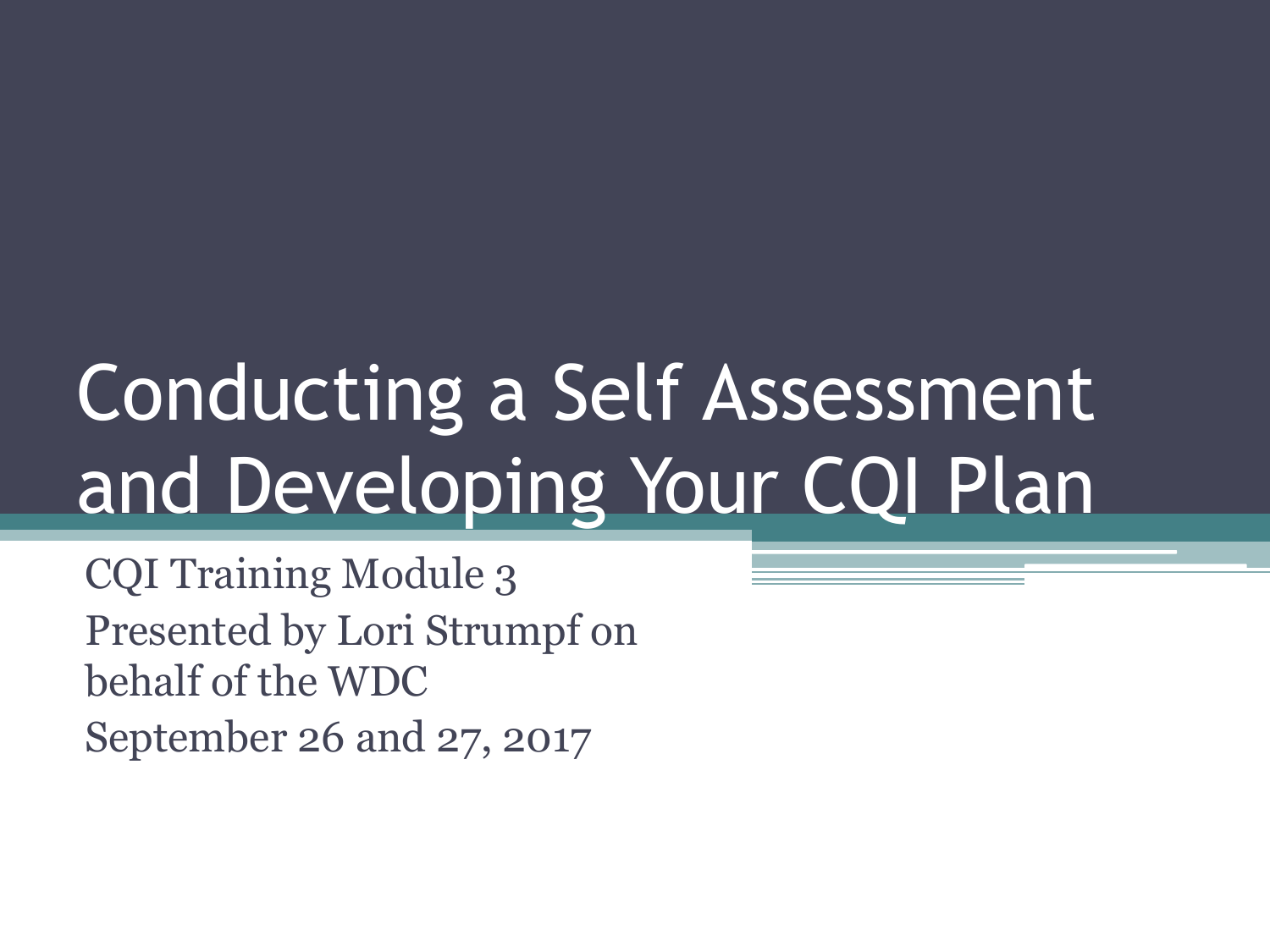# Conducting a Self Assessment and Developing Your CQI Plan

CQI Training Module 3

Presented by Lori Strumpf on behalf of the WDC

September 26 and 27, 2017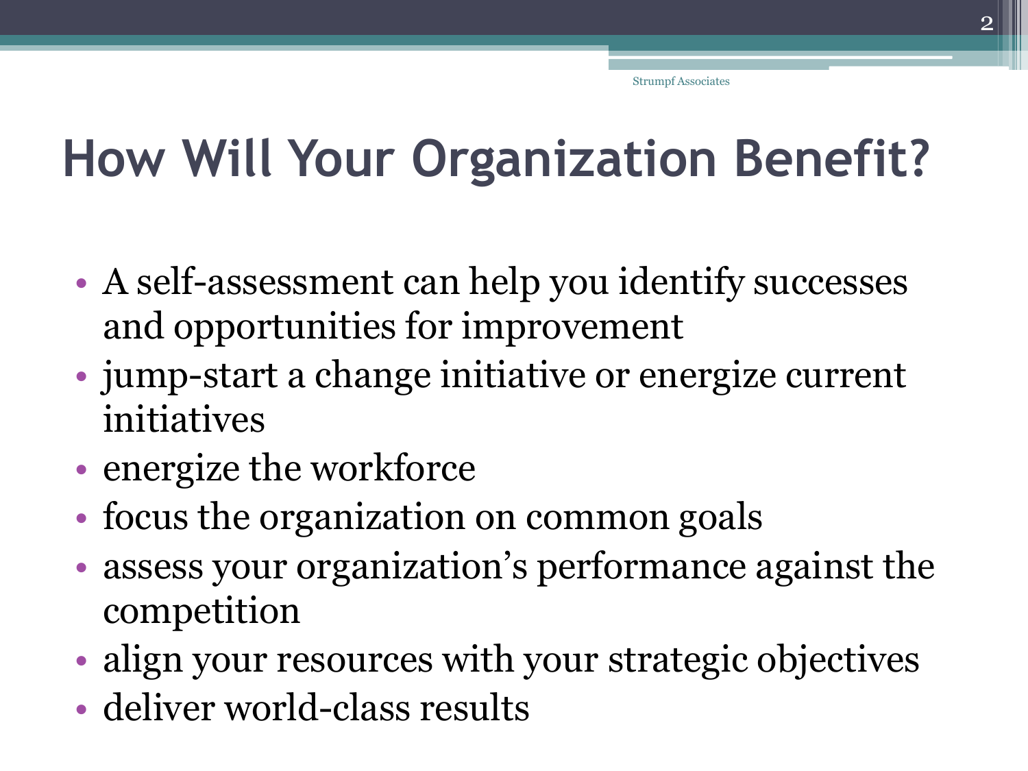# How Will Your Organization Benefit?

- A self-assessment can help you identify successes and opportunities for improvement
- jump-start a change initiative or energize current initiatives
- energize the workforce
- focus the organization on common goals
- assess your organization's performance against the competition
- align your resources with your strategic objectives
- deliver world-class results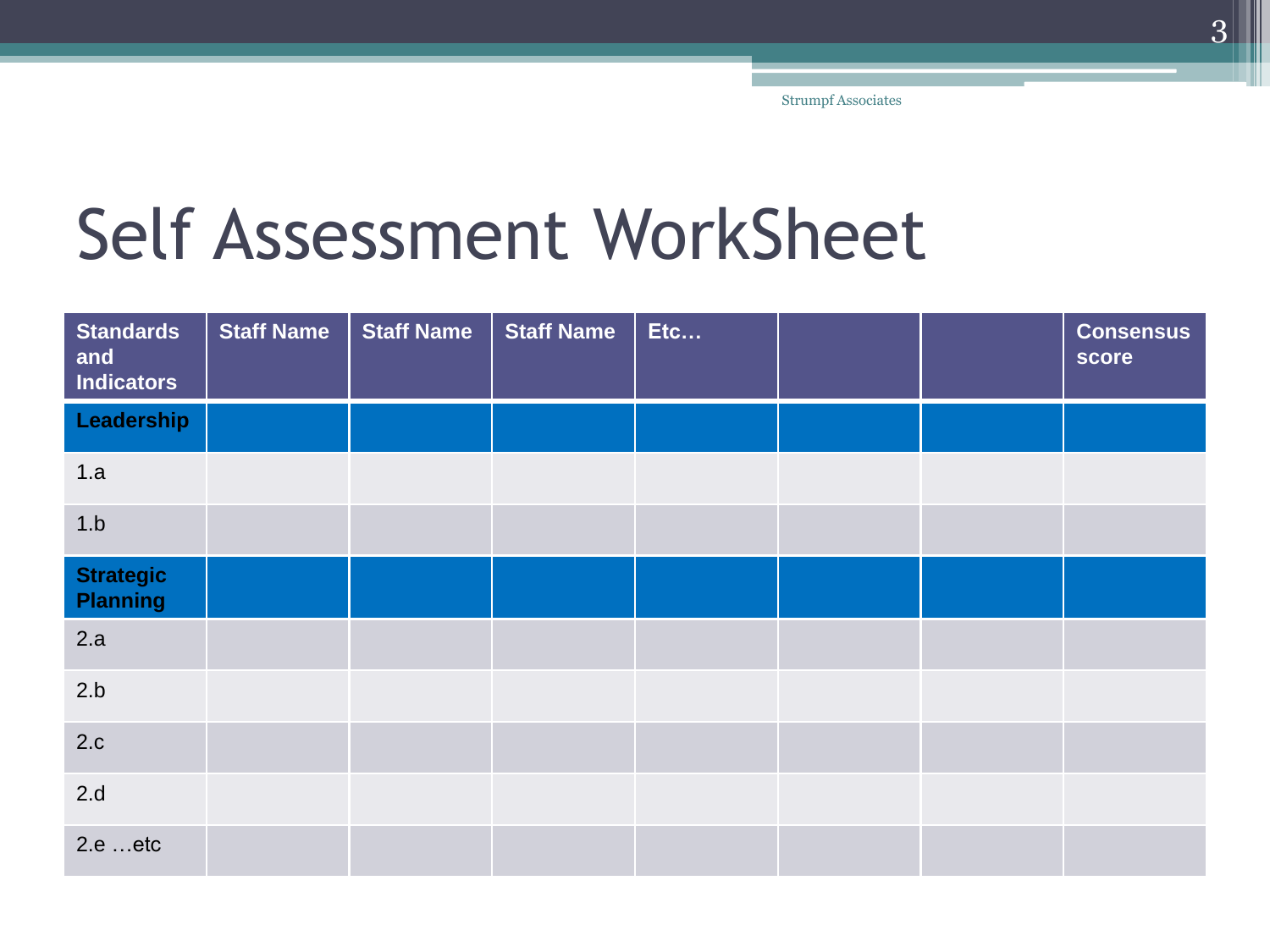# Self Assessment WorkSheet

| Standards and Indicators | Staff Name | Staff Name | Staff Name | Etc… | | | Consensus score |
|---|---|---|---|---|---|---|---|
| **Leadership** | | | | | | | |
| 1.a | | | | | | | |
| 1.b | | | | | | | |
| **Strategic Planning** | | | | | | | |
| 2.a | | | | | | | |
| 2.b | | | | | | | |
| 2.c | | | | | | | |
| 2.d | | | | | | | |
| 2.e …etc | | | | | | | |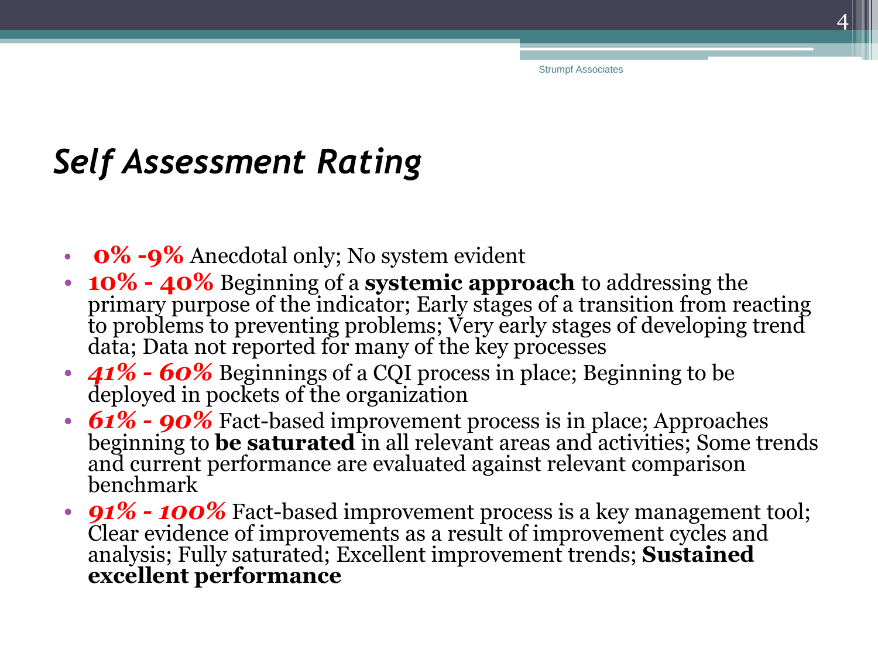# *Self Assessment Rating*

- **0% -9%** Anecdotal only; No system evident
- **10% - 40%** Beginning of a **systemic approach** to addressing the primary purpose of the indicator; Early stages of a transition from reacting to problems to preventing problems; Very early stages of developing trend data; Data not reported for many of the key processes
- ***41% - 60%*** Beginnings of a CQI process in place; Beginning to be deployed in pockets of the organization
- ***61% - 90%*** Fact-based improvement process is in place; Approaches beginning to **be saturated** in all relevant areas and activities; Some trends and current performance are evaluated against relevant comparison benchmark
- ***91% - 100%*** Fact-based improvement process is a key management tool; Clear evidence of improvements as a result of improvement cycles and analysis; Fully saturated; Excellent improvement trends; **Sustained excellent performance**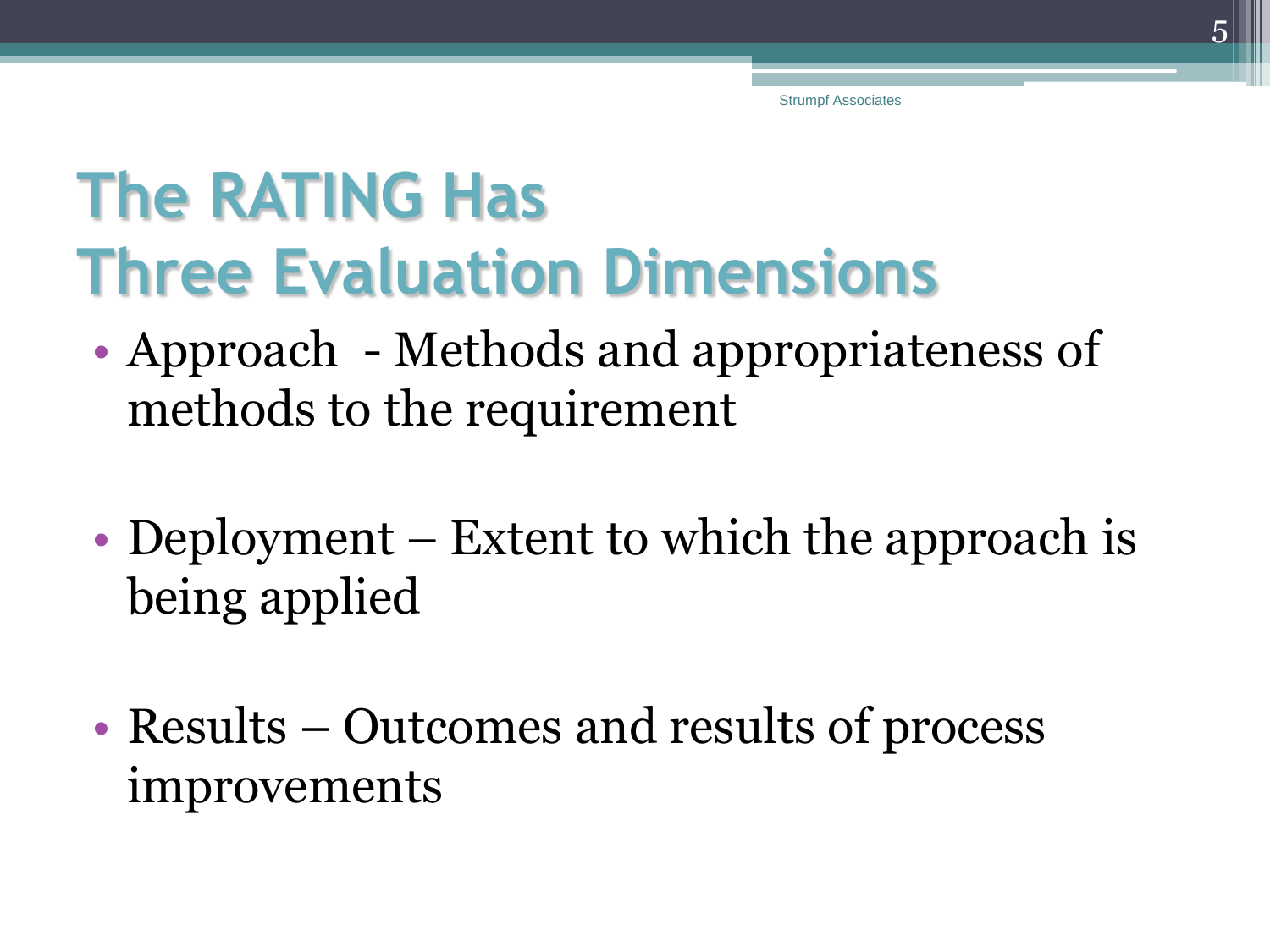# The RATING Has Three Evaluation Dimensions

- Approach - Methods and appropriateness of methods to the requirement
- Deployment – Extent to which the approach is being applied
- Results – Outcomes and results of process improvements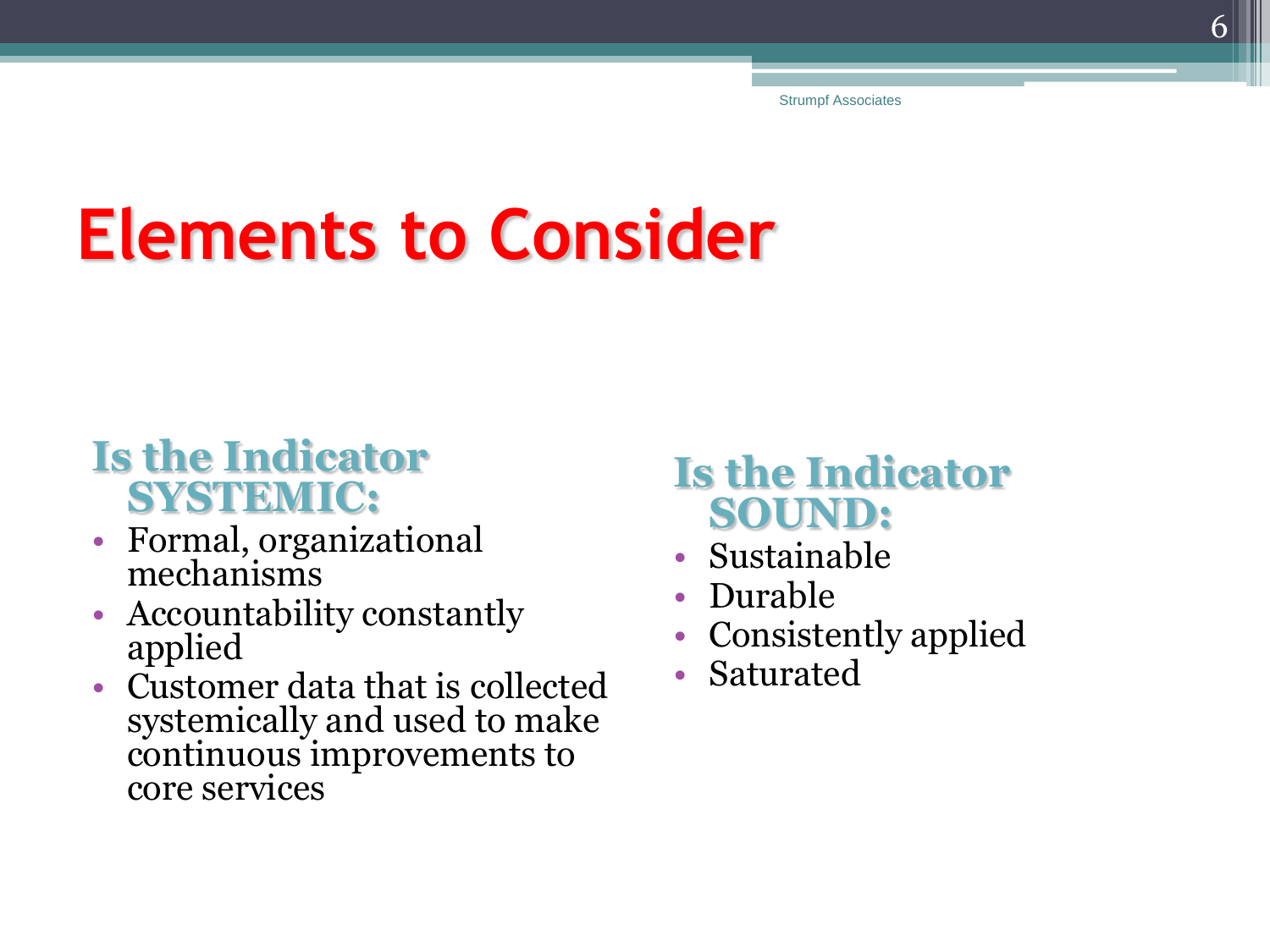# Elements to Consider

## Is the Indicator SYSTEMIC:

- Formal, organizational mechanisms
- Accountability constantly applied
- Customer data that is collected systemically and used to make continuous improvements to core services

## Is the Indicator SOUND:

- Sustainable
- Durable
- Consistently applied
- Saturated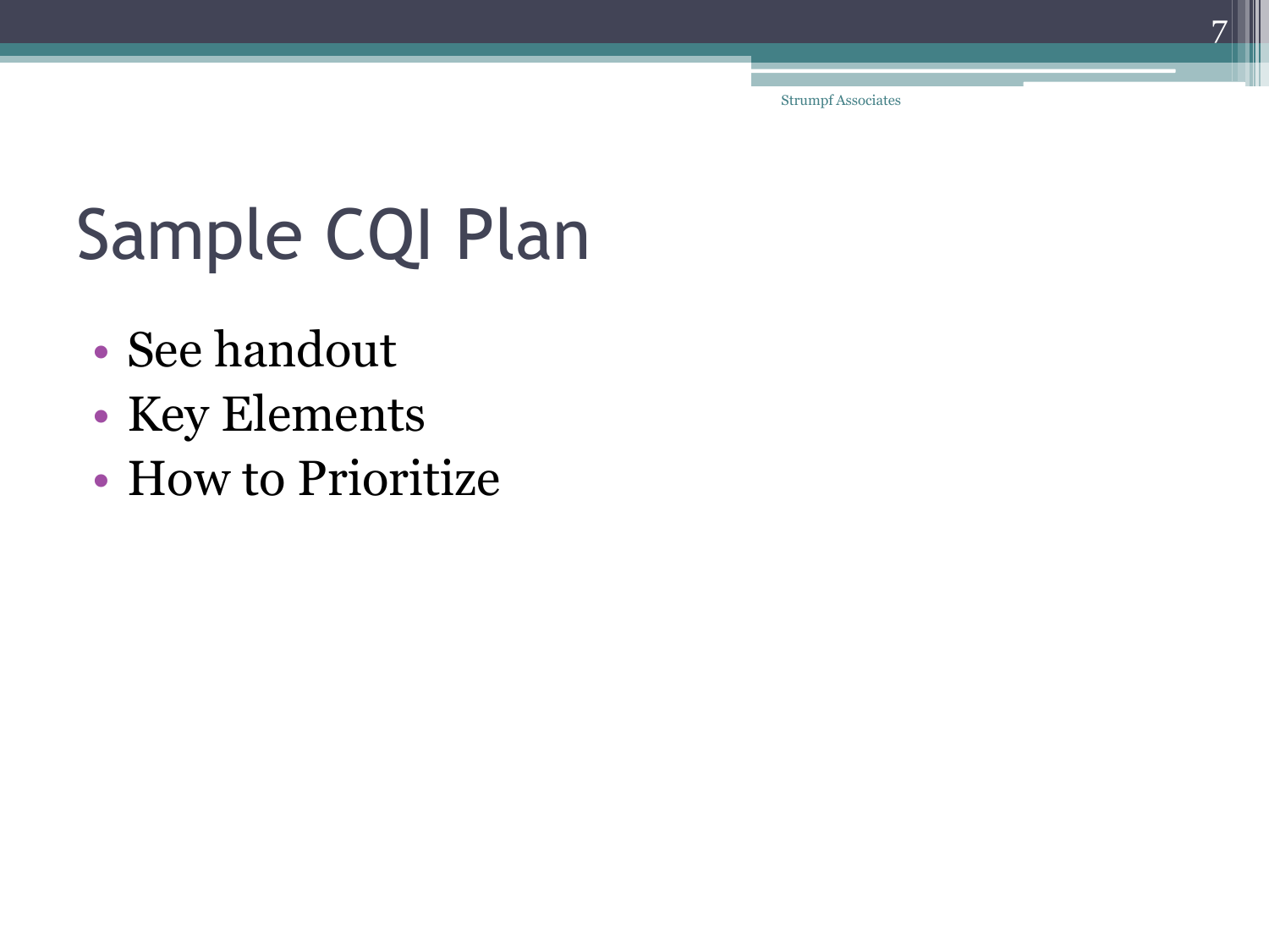# Sample CQI Plan

- See handout
- Key Elements
- How to Prioritize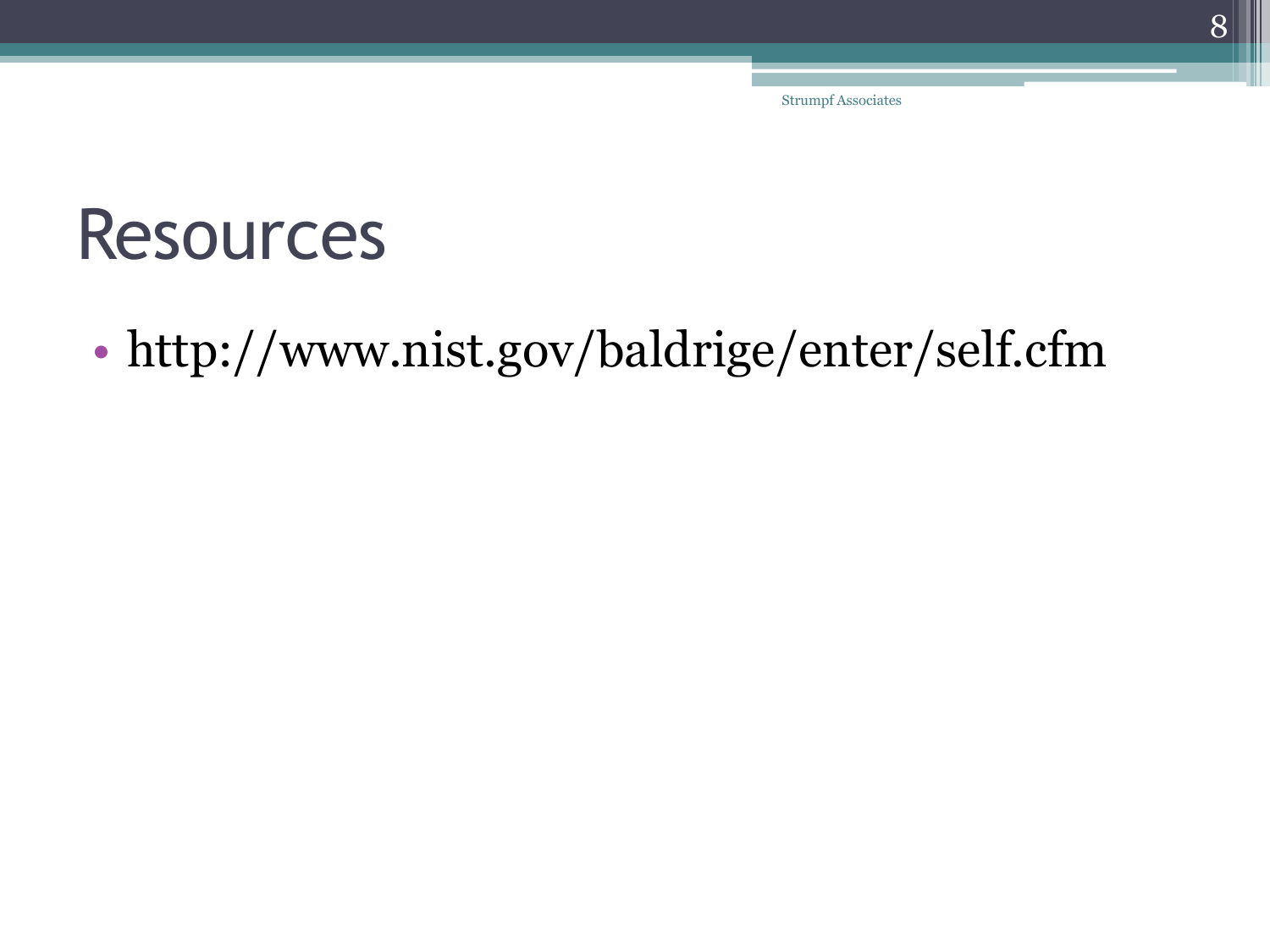# Resources

- http://www.nist.gov/baldrige/enter/self.cfm